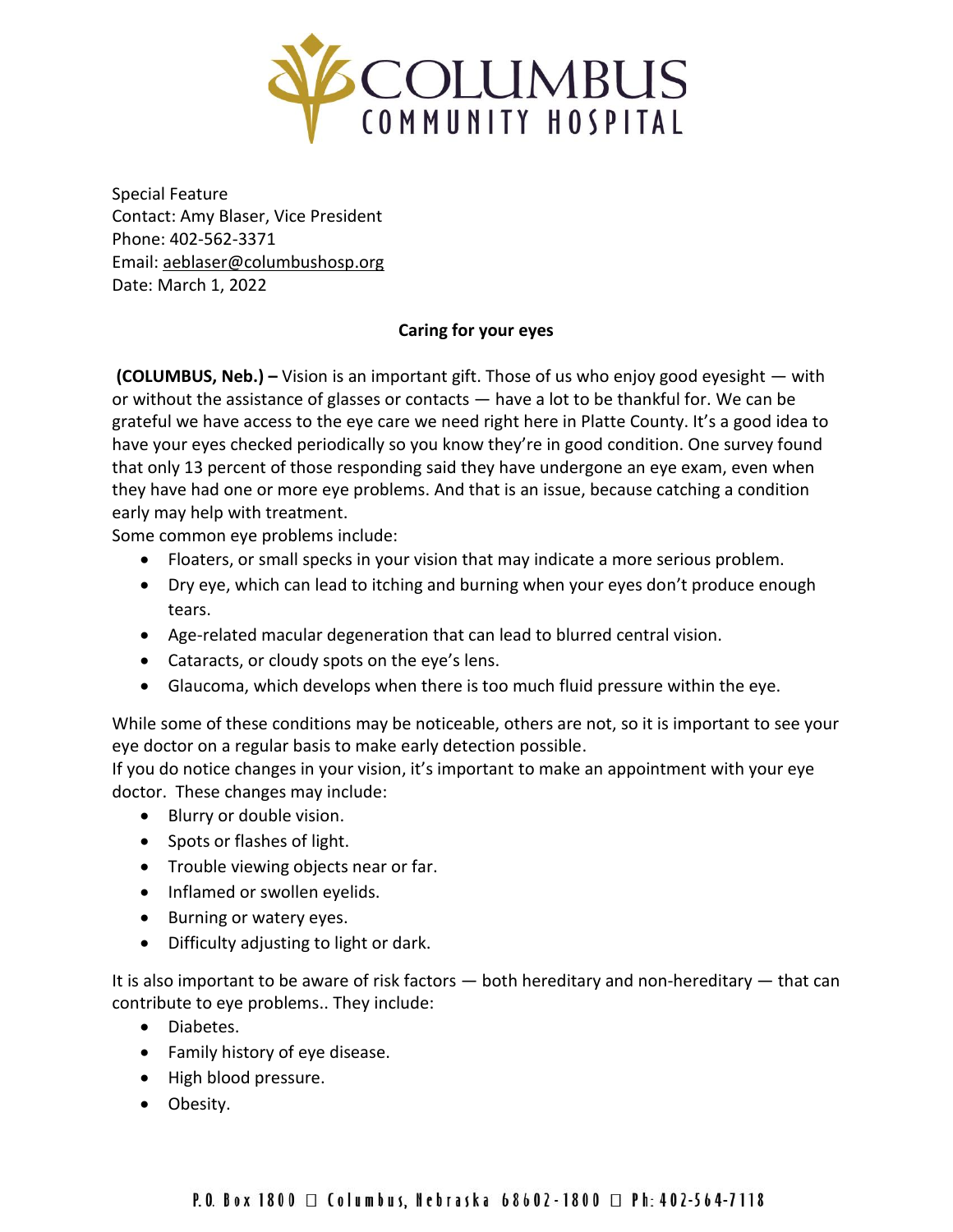# COLUMBUS COMMUNITY HOSPITAL

Special Feature
Contact: Amy Blaser, Vice President
Phone: 402-562-3371
Email: aeblaser@columbushosp.org
Date: March 1, 2022

**Caring for your eyes**

**(COLUMBUS, Neb.) –** Vision is an important gift. Those of us who enjoy good eyesight — with or without the assistance of glasses or contacts — have a lot to be thankful for. We can be grateful we have access to the eye care we need right here in Platte County. It's a good idea to have your eyes checked periodically so you know they're in good condition. One survey found that only 13 percent of those responding said they have undergone an eye exam, even when they have had one or more eye problems. And that is an issue, because catching a condition early may help with treatment.

Some common eye problems include:

- Floaters, or small specks in your vision that may indicate a more serious problem.
- Dry eye, which can lead to itching and burning when your eyes don't produce enough tears.
- Age-related macular degeneration that can lead to blurred central vision.
- Cataracts, or cloudy spots on the eye's lens.
- Glaucoma, which develops when there is too much fluid pressure within the eye.

While some of these conditions may be noticeable, others are not, so it is important to see your eye doctor on a regular basis to make early detection possible.

If you do notice changes in your vision, it's important to make an appointment with your eye doctor. These changes may include:

- Blurry or double vision.
- Spots or flashes of light.
- Trouble viewing objects near or far.
- Inflamed or swollen eyelids.
- Burning or watery eyes.
- Difficulty adjusting to light or dark.

It is also important to be aware of risk factors — both hereditary and non-hereditary — that can contribute to eye problems.. They include:

- Diabetes.
- Family history of eye disease.
- High blood pressure.
- Obesity.

P.O. Box 1800 □ Columbus, Nebraska 68602-1800 □ Ph: 402-564-7118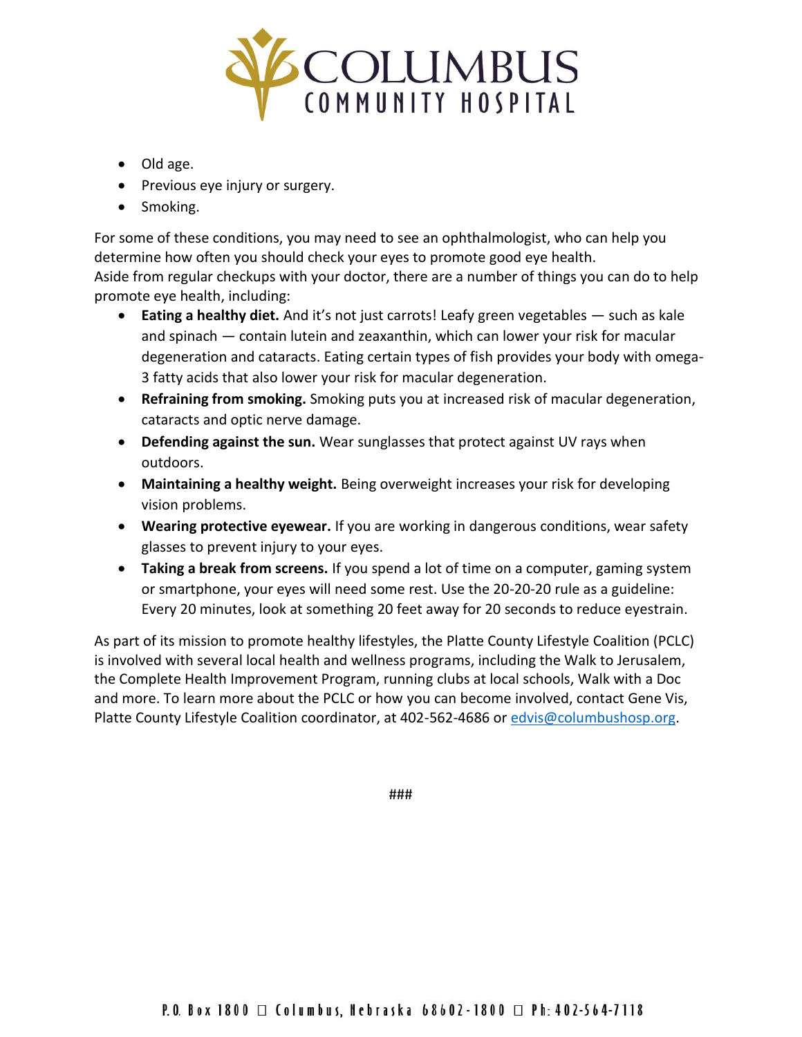- Old age.
- Previous eye injury or surgery.
- Smoking.

For some of these conditions, you may need to see an ophthalmologist, who can help you determine how often you should check your eyes to promote good eye health.
Aside from regular checkups with your doctor, there are a number of things you can do to help promote eye health, including:

- **Eating a healthy diet.** And it's not just carrots! Leafy green vegetables — such as kale and spinach — contain lutein and zeaxanthin, which can lower your risk for macular degeneration and cataracts. Eating certain types of fish provides your body with omega-3 fatty acids that also lower your risk for macular degeneration.
- **Refraining from smoking.** Smoking puts you at increased risk of macular degeneration, cataracts and optic nerve damage.
- **Defending against the sun.** Wear sunglasses that protect against UV rays when outdoors.
- **Maintaining a healthy weight.** Being overweight increases your risk for developing vision problems.
- **Wearing protective eyewear.** If you are working in dangerous conditions, wear safety glasses to prevent injury to your eyes.
- **Taking a break from screens.** If you spend a lot of time on a computer, gaming system or smartphone, your eyes will need some rest. Use the 20-20-20 rule as a guideline: Every 20 minutes, look at something 20 feet away for 20 seconds to reduce eyestrain.

As part of its mission to promote healthy lifestyles, the Platte County Lifestyle Coalition (PCLC) is involved with several local health and wellness programs, including the Walk to Jerusalem, the Complete Health Improvement Program, running clubs at local schools, Walk with a Doc and more. To learn more about the PCLC or how you can become involved, contact Gene Vis, Platte County Lifestyle Coalition coordinator, at 402-562-4686 or edvis@columbushosp.org.

###